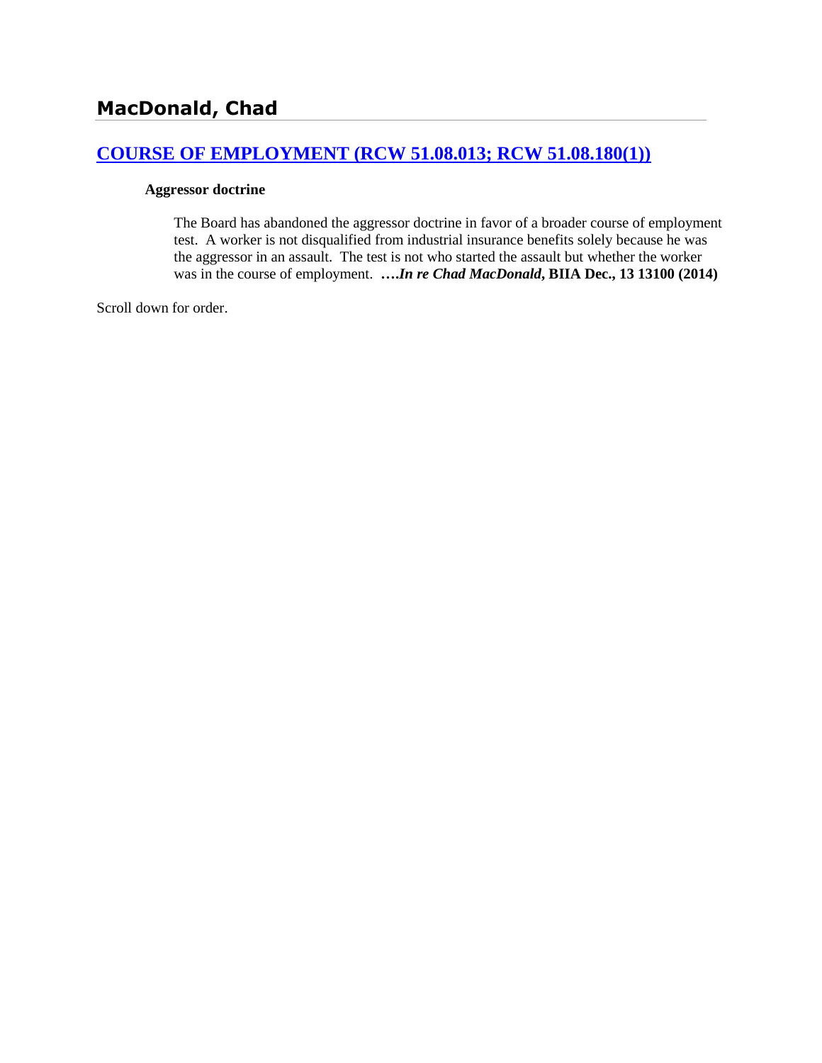# MacDonald, Chad

## [COURSE OF EMPLOYMENT (RCW 51.08.013; RCW 51.08.180(1))]

**Aggressor doctrine**

The Board has abandoned the aggressor doctrine in favor of a broader course of employment test. A worker is not disqualified from industrial insurance benefits solely because he was the aggressor in an assault. The test is not who started the assault but whether the worker was in the course of employment. ***….In re Chad MacDonald*, BIIA Dec., 13 13100 (2014)**

Scroll down for order.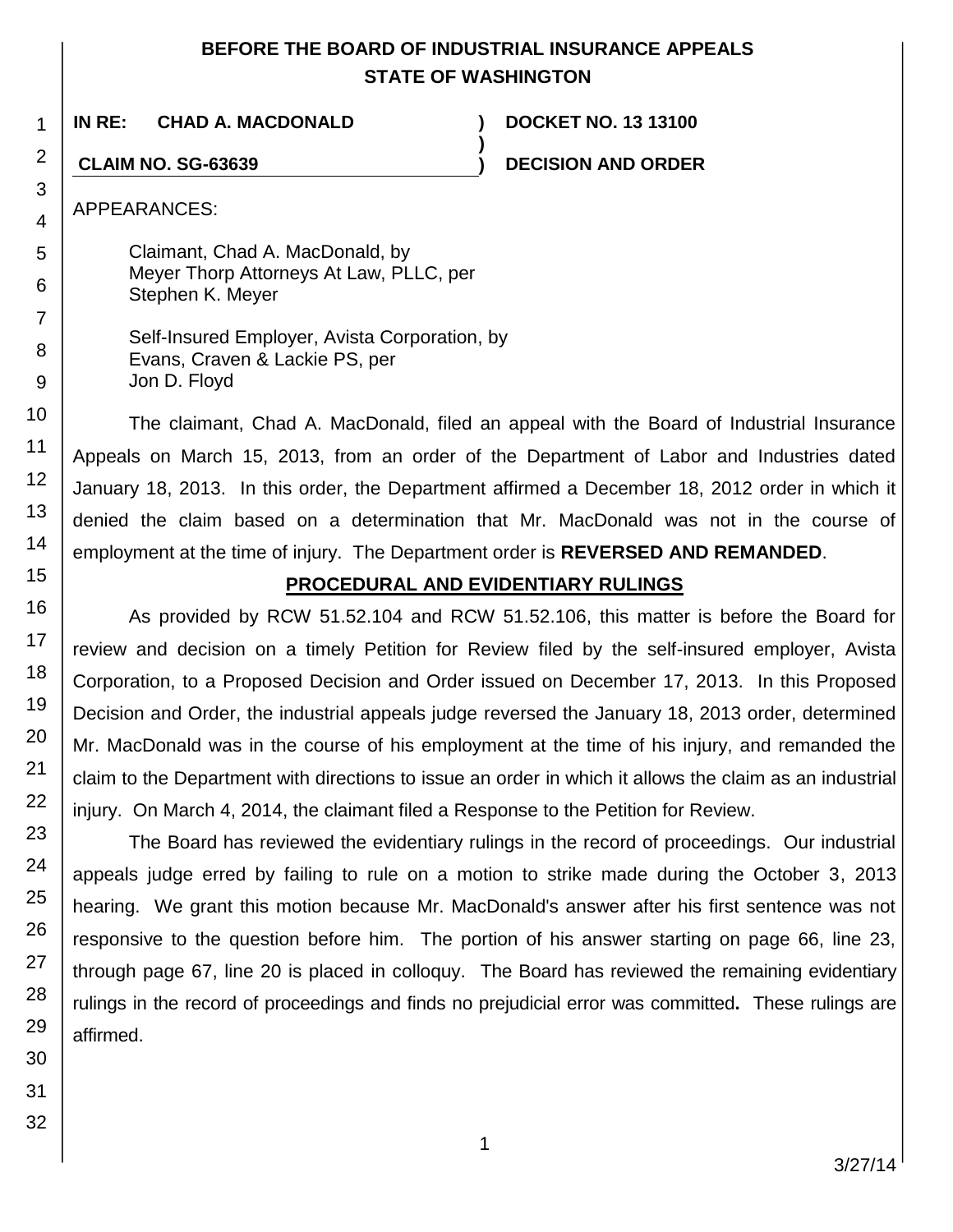**BEFORE THE BOARD OF INDUSTRIAL INSURANCE APPEALS**
**STATE OF WASHINGTON**

**IN RE: CHAD A. MACDONALD** ) **DOCKET NO. 13 13100**
)
**CLAIM NO. SG-63639** ) **DECISION AND ORDER**

APPEARANCES:

Claimant, Chad A. MacDonald, by
Meyer Thorp Attorneys At Law, PLLC, per
Stephen K. Meyer

Self-Insured Employer, Avista Corporation, by
Evans, Craven & Lackie PS, per
Jon D. Floyd

The claimant, Chad A. MacDonald, filed an appeal with the Board of Industrial Insurance Appeals on March 15, 2013, from an order of the Department of Labor and Industries dated January 18, 2013. In this order, the Department affirmed a December 18, 2012 order in which it denied the claim based on a determination that Mr. MacDonald was not in the course of employment at the time of injury. The Department order is **REVERSED AND REMANDED**.

## PROCEDURAL AND EVIDENTIARY RULINGS

As provided by RCW 51.52.104 and RCW 51.52.106, this matter is before the Board for review and decision on a timely Petition for Review filed by the self-insured employer, Avista Corporation, to a Proposed Decision and Order issued on December 17, 2013. In this Proposed Decision and Order, the industrial appeals judge reversed the January 18, 2013 order, determined Mr. MacDonald was in the course of his employment at the time of his injury, and remanded the claim to the Department with directions to issue an order in which it allows the claim as an industrial injury. On March 4, 2014, the claimant filed a Response to the Petition for Review.

The Board has reviewed the evidentiary rulings in the record of proceedings. Our industrial appeals judge erred by failing to rule on a motion to strike made during the October 3, 2013 hearing. We grant this motion because Mr. MacDonald's answer after his first sentence was not responsive to the question before him. The portion of his answer starting on page 66, line 23, through page 67, line 20 is placed in colloquy. The Board has reviewed the remaining evidentiary rulings in the record of proceedings and finds no prejudicial error was committed**.** These rulings are affirmed.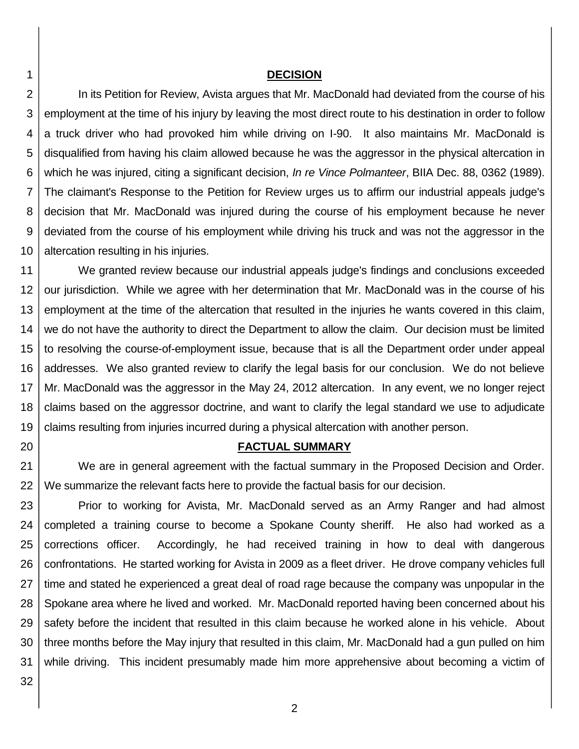## DECISION

In its Petition for Review, Avista argues that Mr. MacDonald had deviated from the course of his employment at the time of his injury by leaving the most direct route to his destination in order to follow a truck driver who had provoked him while driving on I-90. It also maintains Mr. MacDonald is disqualified from having his claim allowed because he was the aggressor in the physical altercation in which he was injured, citing a significant decision, *In re Vince Polmanteer*, BIIA Dec. 88, 0362 (1989). The claimant's Response to the Petition for Review urges us to affirm our industrial appeals judge's decision that Mr. MacDonald was injured during the course of his employment because he never deviated from the course of his employment while driving his truck and was not the aggressor in the altercation resulting in his injuries.

We granted review because our industrial appeals judge's findings and conclusions exceeded our jurisdiction. While we agree with her determination that Mr. MacDonald was in the course of his employment at the time of the altercation that resulted in the injuries he wants covered in this claim, we do not have the authority to direct the Department to allow the claim. Our decision must be limited to resolving the course-of-employment issue, because that is all the Department order under appeal addresses. We also granted review to clarify the legal basis for our conclusion. We do not believe Mr. MacDonald was the aggressor in the May 24, 2012 altercation. In any event, we no longer reject claims based on the aggressor doctrine, and want to clarify the legal standard we use to adjudicate claims resulting from injuries incurred during a physical altercation with another person.

## FACTUAL SUMMARY

We are in general agreement with the factual summary in the Proposed Decision and Order. We summarize the relevant facts here to provide the factual basis for our decision.

Prior to working for Avista, Mr. MacDonald served as an Army Ranger and had almost completed a training course to become a Spokane County sheriff. He also had worked as a corrections officer. Accordingly, he had received training in how to deal with dangerous confrontations. He started working for Avista in 2009 as a fleet driver. He drove company vehicles full time and stated he experienced a great deal of road rage because the company was unpopular in the Spokane area where he lived and worked. Mr. MacDonald reported having been concerned about his safety before the incident that resulted in this claim because he worked alone in his vehicle. About three months before the May injury that resulted in this claim, Mr. MacDonald had a gun pulled on him while driving. This incident presumably made him more apprehensive about becoming a victim of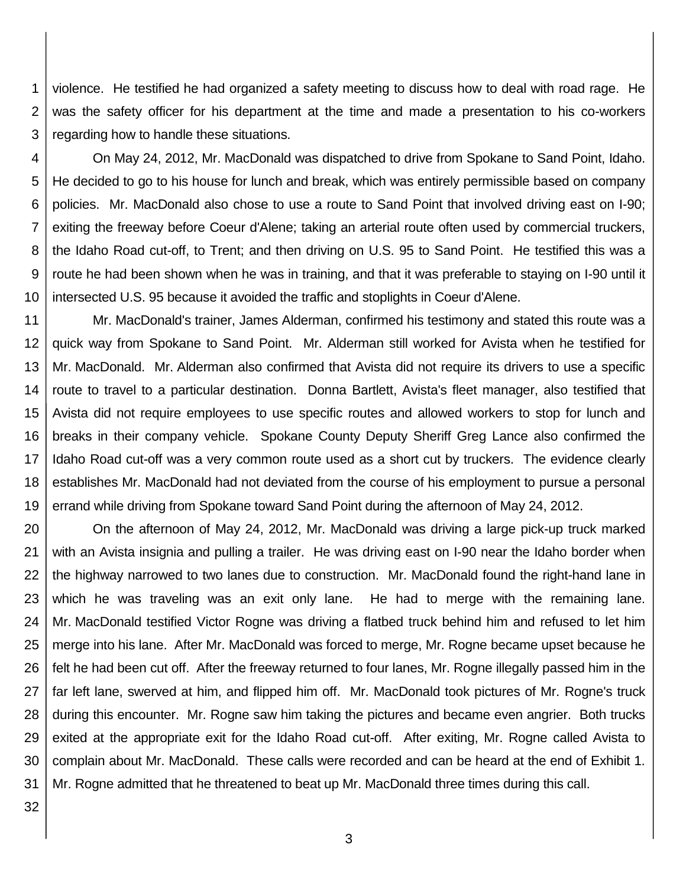violence. He testified he had organized a safety meeting to discuss how to deal with road rage. He was the safety officer for his department at the time and made a presentation to his co-workers regarding how to handle these situations.

On May 24, 2012, Mr. MacDonald was dispatched to drive from Spokane to Sand Point, Idaho. He decided to go to his house for lunch and break, which was entirely permissible based on company policies. Mr. MacDonald also chose to use a route to Sand Point that involved driving east on I-90; exiting the freeway before Coeur d'Alene; taking an arterial route often used by commercial truckers, the Idaho Road cut-off, to Trent; and then driving on U.S. 95 to Sand Point. He testified this was a route he had been shown when he was in training, and that it was preferable to staying on I-90 until it intersected U.S. 95 because it avoided the traffic and stoplights in Coeur d'Alene.

Mr. MacDonald's trainer, James Alderman, confirmed his testimony and stated this route was a quick way from Spokane to Sand Point. Mr. Alderman still worked for Avista when he testified for Mr. MacDonald. Mr. Alderman also confirmed that Avista did not require its drivers to use a specific route to travel to a particular destination. Donna Bartlett, Avista's fleet manager, also testified that Avista did not require employees to use specific routes and allowed workers to stop for lunch and breaks in their company vehicle. Spokane County Deputy Sheriff Greg Lance also confirmed the Idaho Road cut-off was a very common route used as a short cut by truckers. The evidence clearly establishes Mr. MacDonald had not deviated from the course of his employment to pursue a personal errand while driving from Spokane toward Sand Point during the afternoon of May 24, 2012.

On the afternoon of May 24, 2012, Mr. MacDonald was driving a large pick-up truck marked with an Avista insignia and pulling a trailer. He was driving east on I-90 near the Idaho border when the highway narrowed to two lanes due to construction. Mr. MacDonald found the right-hand lane in which he was traveling was an exit only lane. He had to merge with the remaining lane. Mr. MacDonald testified Victor Rogne was driving a flatbed truck behind him and refused to let him merge into his lane. After Mr. MacDonald was forced to merge, Mr. Rogne became upset because he felt he had been cut off. After the freeway returned to four lanes, Mr. Rogne illegally passed him in the far left lane, swerved at him, and flipped him off. Mr. MacDonald took pictures of Mr. Rogne's truck during this encounter. Mr. Rogne saw him taking the pictures and became even angrier. Both trucks exited at the appropriate exit for the Idaho Road cut-off. After exiting, Mr. Rogne called Avista to complain about Mr. MacDonald. These calls were recorded and can be heard at the end of Exhibit 1. Mr. Rogne admitted that he threatened to beat up Mr. MacDonald three times during this call.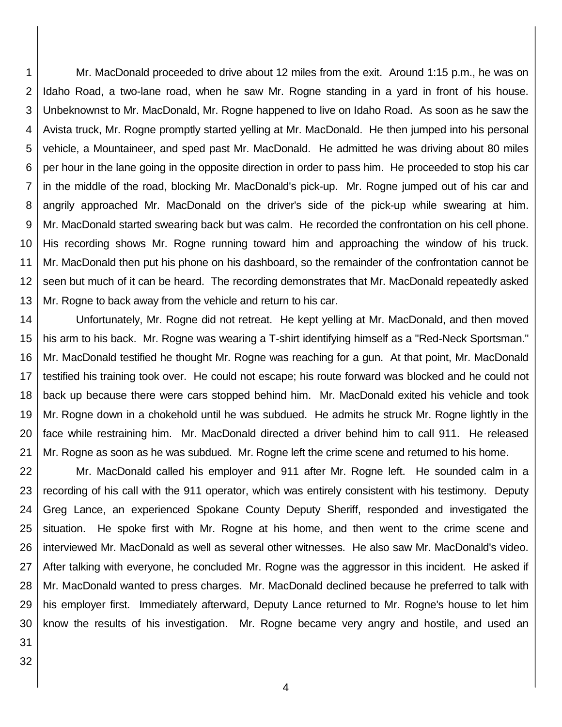Mr. MacDonald proceeded to drive about 12 miles from the exit. Around 1:15 p.m., he was on Idaho Road, a two-lane road, when he saw Mr. Rogne standing in a yard in front of his house. Unbeknownst to Mr. MacDonald, Mr. Rogne happened to live on Idaho Road. As soon as he saw the Avista truck, Mr. Rogne promptly started yelling at Mr. MacDonald. He then jumped into his personal vehicle, a Mountaineer, and sped past Mr. MacDonald. He admitted he was driving about 80 miles per hour in the lane going in the opposite direction in order to pass him. He proceeded to stop his car in the middle of the road, blocking Mr. MacDonald's pick-up. Mr. Rogne jumped out of his car and angrily approached Mr. MacDonald on the driver's side of the pick-up while swearing at him. Mr. MacDonald started swearing back but was calm. He recorded the confrontation on his cell phone. His recording shows Mr. Rogne running toward him and approaching the window of his truck. Mr. MacDonald then put his phone on his dashboard, so the remainder of the confrontation cannot be seen but much of it can be heard. The recording demonstrates that Mr. MacDonald repeatedly asked Mr. Rogne to back away from the vehicle and return to his car.

Unfortunately, Mr. Rogne did not retreat. He kept yelling at Mr. MacDonald, and then moved his arm to his back. Mr. Rogne was wearing a T-shirt identifying himself as a "Red-Neck Sportsman." Mr. MacDonald testified he thought Mr. Rogne was reaching for a gun. At that point, Mr. MacDonald testified his training took over. He could not escape; his route forward was blocked and he could not back up because there were cars stopped behind him. Mr. MacDonald exited his vehicle and took Mr. Rogne down in a chokehold until he was subdued. He admits he struck Mr. Rogne lightly in the face while restraining him. Mr. MacDonald directed a driver behind him to call 911. He released Mr. Rogne as soon as he was subdued. Mr. Rogne left the crime scene and returned to his home.

Mr. MacDonald called his employer and 911 after Mr. Rogne left. He sounded calm in a recording of his call with the 911 operator, which was entirely consistent with his testimony. Deputy Greg Lance, an experienced Spokane County Deputy Sheriff, responded and investigated the situation. He spoke first with Mr. Rogne at his home, and then went to the crime scene and interviewed Mr. MacDonald as well as several other witnesses. He also saw Mr. MacDonald's video. After talking with everyone, he concluded Mr. Rogne was the aggressor in this incident. He asked if Mr. MacDonald wanted to press charges. Mr. MacDonald declined because he preferred to talk with his employer first. Immediately afterward, Deputy Lance returned to Mr. Rogne's house to let him know the results of his investigation. Mr. Rogne became very angry and hostile, and used an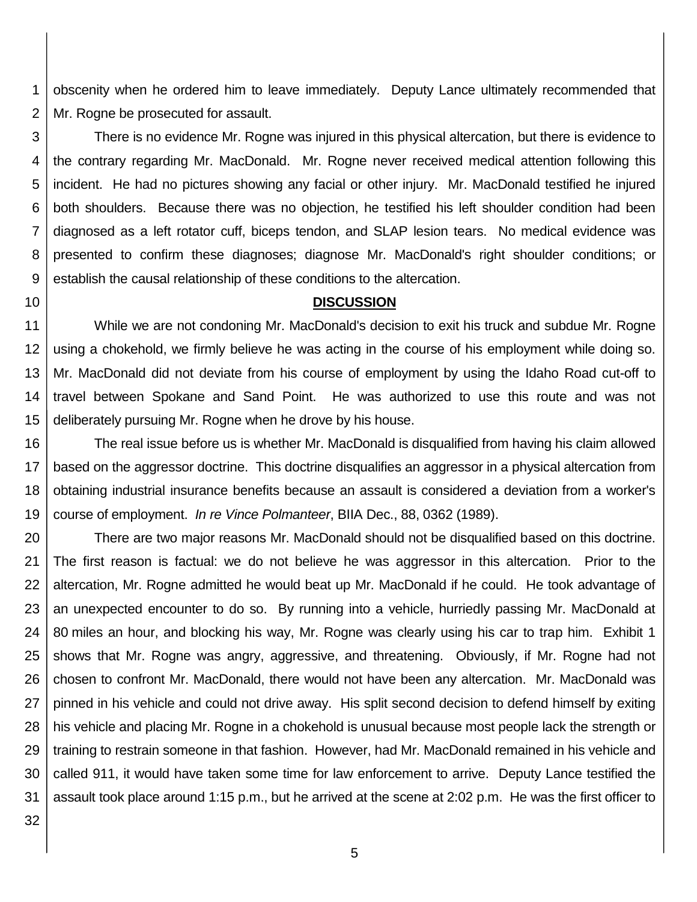obscenity when he ordered him to leave immediately. Deputy Lance ultimately recommended that Mr. Rogne be prosecuted for assault.

There is no evidence Mr. Rogne was injured in this physical altercation, but there is evidence to the contrary regarding Mr. MacDonald. Mr. Rogne never received medical attention following this incident. He had no pictures showing any facial or other injury. Mr. MacDonald testified he injured both shoulders. Because there was no objection, he testified his left shoulder condition had been diagnosed as a left rotator cuff, biceps tendon, and SLAP lesion tears. No medical evidence was presented to confirm these diagnoses; diagnose Mr. MacDonald's right shoulder conditions; or establish the causal relationship of these conditions to the altercation.

**DISCUSSION**

While we are not condoning Mr. MacDonald's decision to exit his truck and subdue Mr. Rogne using a chokehold, we firmly believe he was acting in the course of his employment while doing so. Mr. MacDonald did not deviate from his course of employment by using the Idaho Road cut-off to travel between Spokane and Sand Point. He was authorized to use this route and was not deliberately pursuing Mr. Rogne when he drove by his house.

The real issue before us is whether Mr. MacDonald is disqualified from having his claim allowed based on the aggressor doctrine. This doctrine disqualifies an aggressor in a physical altercation from obtaining industrial insurance benefits because an assault is considered a deviation from a worker's course of employment. *In re Vince Polmanteer*, BIIA Dec., 88, 0362 (1989).

There are two major reasons Mr. MacDonald should not be disqualified based on this doctrine. The first reason is factual: we do not believe he was aggressor in this altercation. Prior to the altercation, Mr. Rogne admitted he would beat up Mr. MacDonald if he could. He took advantage of an unexpected encounter to do so. By running into a vehicle, hurriedly passing Mr. MacDonald at 80 miles an hour, and blocking his way, Mr. Rogne was clearly using his car to trap him. Exhibit 1 shows that Mr. Rogne was angry, aggressive, and threatening. Obviously, if Mr. Rogne had not chosen to confront Mr. MacDonald, there would not have been any altercation. Mr. MacDonald was pinned in his vehicle and could not drive away. His split second decision to defend himself by exiting his vehicle and placing Mr. Rogne in a chokehold is unusual because most people lack the strength or training to restrain someone in that fashion. However, had Mr. MacDonald remained in his vehicle and called 911, it would have taken some time for law enforcement to arrive. Deputy Lance testified the assault took place around 1:15 p.m., but he arrived at the scene at 2:02 p.m. He was the first officer to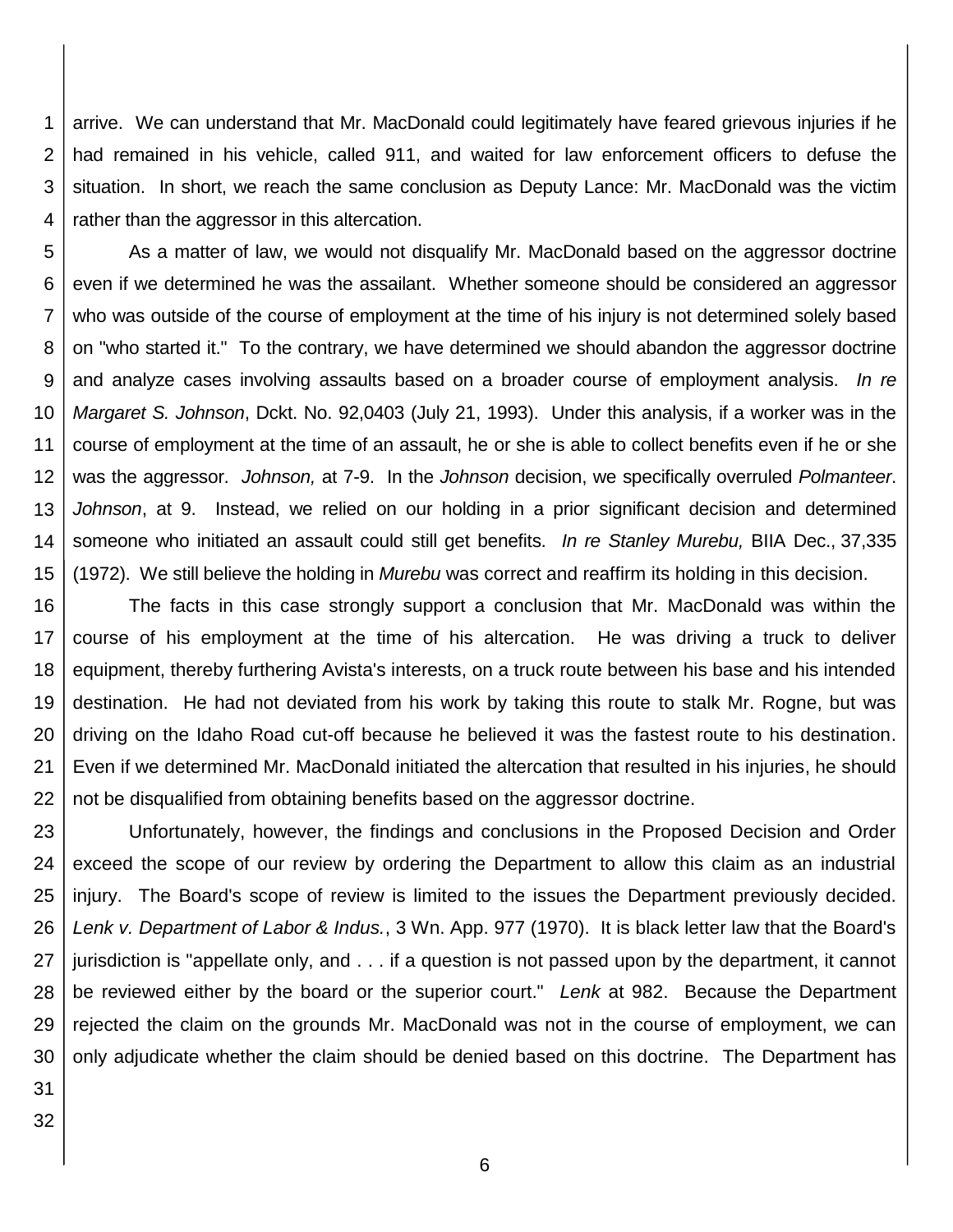arrive. We can understand that Mr. MacDonald could legitimately have feared grievous injuries if he had remained in his vehicle, called 911, and waited for law enforcement officers to defuse the situation. In short, we reach the same conclusion as Deputy Lance: Mr. MacDonald was the victim rather than the aggressor in this altercation.

As a matter of law, we would not disqualify Mr. MacDonald based on the aggressor doctrine even if we determined he was the assailant. Whether someone should be considered an aggressor who was outside of the course of employment at the time of his injury is not determined solely based on "who started it." To the contrary, we have determined we should abandon the aggressor doctrine and analyze cases involving assaults based on a broader course of employment analysis. *In re Margaret S. Johnson*, Dckt. No. 92,0403 (July 21, 1993). Under this analysis, if a worker was in the course of employment at the time of an assault, he or she is able to collect benefits even if he or she was the aggressor. *Johnson,* at 7-9. In the *Johnson* decision, we specifically overruled *Polmanteer*. *Johnson*, at 9. Instead, we relied on our holding in a prior significant decision and determined someone who initiated an assault could still get benefits. *In re Stanley Murebu,* BIIA Dec., 37,335 (1972). We still believe the holding in *Murebu* was correct and reaffirm its holding in this decision.

The facts in this case strongly support a conclusion that Mr. MacDonald was within the course of his employment at the time of his altercation. He was driving a truck to deliver equipment, thereby furthering Avista's interests, on a truck route between his base and his intended destination. He had not deviated from his work by taking this route to stalk Mr. Rogne, but was driving on the Idaho Road cut-off because he believed it was the fastest route to his destination. Even if we determined Mr. MacDonald initiated the altercation that resulted in his injuries, he should not be disqualified from obtaining benefits based on the aggressor doctrine.

Unfortunately, however, the findings and conclusions in the Proposed Decision and Order exceed the scope of our review by ordering the Department to allow this claim as an industrial injury. The Board's scope of review is limited to the issues the Department previously decided. *Lenk v. Department of Labor & Indus.*, 3 Wn. App. 977 (1970). It is black letter law that the Board's jurisdiction is "appellate only, and . . . if a question is not passed upon by the department, it cannot be reviewed either by the board or the superior court." *Lenk* at 982. Because the Department rejected the claim on the grounds Mr. MacDonald was not in the course of employment, we can only adjudicate whether the claim should be denied based on this doctrine. The Department has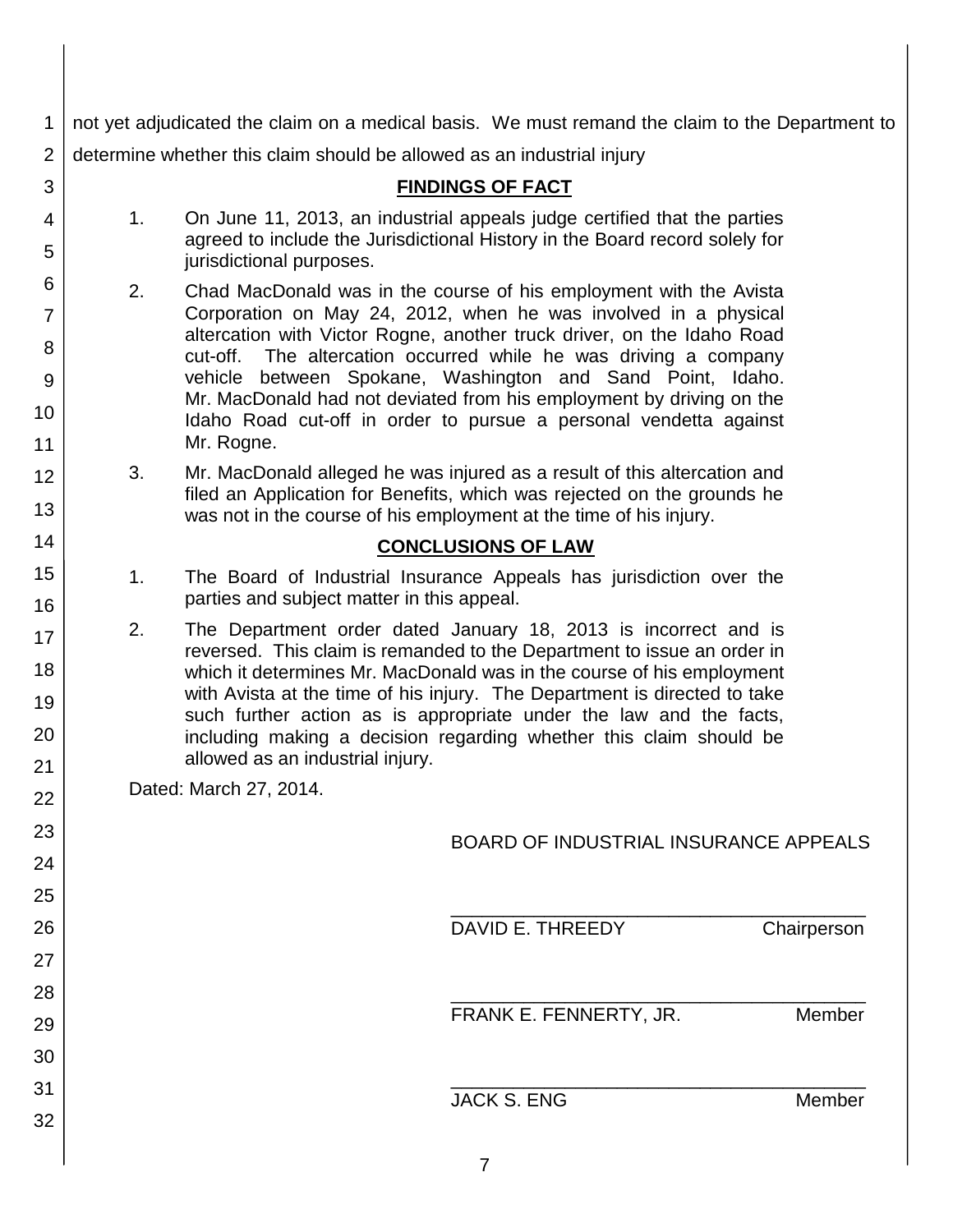not yet adjudicated the claim on a medical basis. We must remand the claim to the Department to determine whether this claim should be allowed as an industrial injury

## FINDINGS OF FACT

1. On June 11, 2013, an industrial appeals judge certified that the parties agreed to include the Jurisdictional History in the Board record solely for jurisdictional purposes.

2. Chad MacDonald was in the course of his employment with the Avista Corporation on May 24, 2012, when he was involved in a physical altercation with Victor Rogne, another truck driver, on the Idaho Road cut-off. The altercation occurred while he was driving a company vehicle between Spokane, Washington and Sand Point, Idaho. Mr. MacDonald had not deviated from his employment by driving on the Idaho Road cut-off in order to pursue a personal vendetta against Mr. Rogne.

3. Mr. MacDonald alleged he was injured as a result of this altercation and filed an Application for Benefits, which was rejected on the grounds he was not in the course of his employment at the time of his injury.

## CONCLUSIONS OF LAW

1. The Board of Industrial Insurance Appeals has jurisdiction over the parties and subject matter in this appeal.

2. The Department order dated January 18, 2013 is incorrect and is reversed. This claim is remanded to the Department to issue an order in which it determines Mr. MacDonald was in the course of his employment with Avista at the time of his injury. The Department is directed to take such further action as is appropriate under the law and the facts, including making a decision regarding whether this claim should be allowed as an industrial injury.

Dated: March 27, 2014.

BOARD OF INDUSTRIAL INSURANCE APPEALS

\_\_\_\_\_\_\_\_\_\_\_\_\_\_\_\_\_\_\_\_\_\_\_\_\_\_\_\_\_\_\_\_\_\_\_\_\_\_\_\_
DAVID E. THREEDY Chairperson

\_\_\_\_\_\_\_\_\_\_\_\_\_\_\_\_\_\_\_\_\_\_\_\_\_\_\_\_\_\_\_\_\_\_\_\_\_\_\_\_
FRANK E. FENNERTY, JR. Member

\_\_\_\_\_\_\_\_\_\_\_\_\_\_\_\_\_\_\_\_\_\_\_\_\_\_\_\_\_\_\_\_\_\_\_\_\_\_\_\_
JACK S. ENG Member